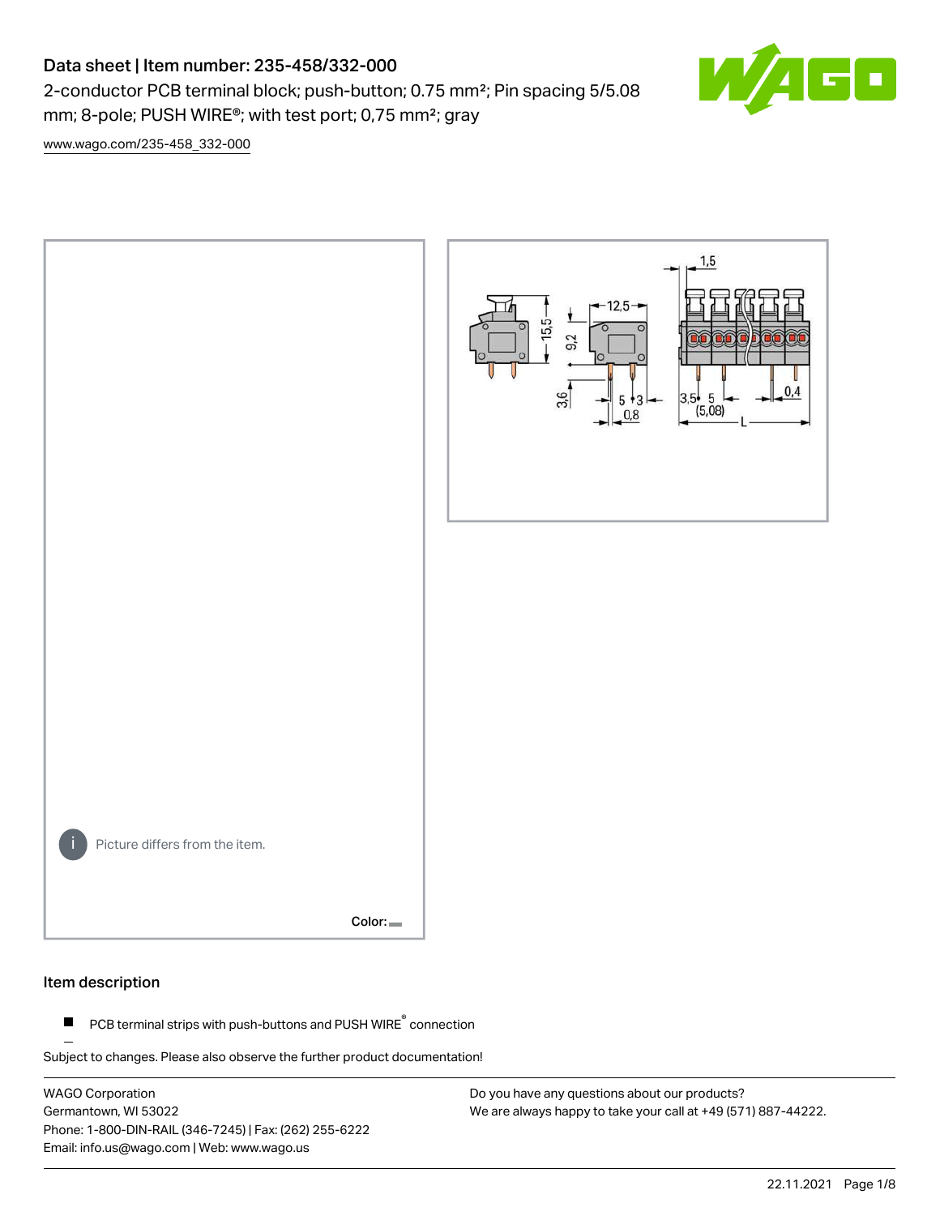# Data sheet | Item number: 235-458/332-000

2-conductor PCB terminal block; push-button; 0.75 mm²; Pin spacing 5/5.08 mm; 8-pole; PUSH WIRE®; with test port; 0,75 mm²; gray

www.wago.com/235-458_332-000

Picture differs from the item.

Color:

## Item description

- PCB terminal strips with push-buttons and PUSH WIRE® connection

Subject to changes. Please also observe the further product documentation!

WAGO Corporation
Germantown, WI 53022
Phone: 1-800-DIN-RAIL (346-7245) | Fax: (262) 255-6222
Email: info.us@wago.com | Web: www.wago.us

Do you have any questions about our products?
We are always happy to take your call at +49 (571) 887-44222.

22.11.2021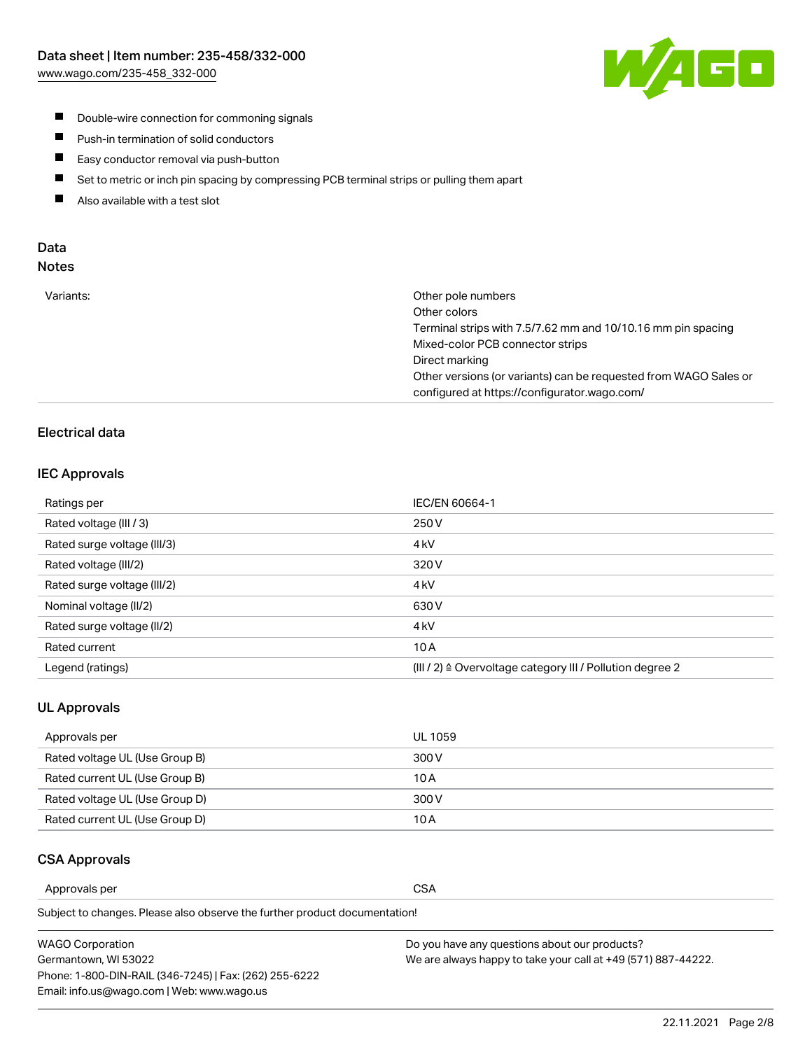- Double-wire connection for commoning signals
- Push-in termination of solid conductors
- Easy conductor removal via push-button
- Set to metric or inch pin spacing by compressing PCB terminal strips or pulling them apart
- Also available with a test slot

## Data
### Notes

| | |
|---|---|
| Variants: | Other pole numbers<br>Other colors<br>Terminal strips with 7.5/7.62 mm and 10/10.16 mm pin spacing<br>Mixed-color PCB connector strips<br>Direct marking<br>Other versions (or variants) can be requested from WAGO Sales or configured at https://configurator.wago.com/ |

### Electrical data

#### IEC Approvals

| | |
|---|---|
| Ratings per | IEC/EN 60664-1 |
| Rated voltage (III / 3) | 250 V |
| Rated surge voltage (III/3) | 4 kV |
| Rated voltage (III/2) | 320 V |
| Rated surge voltage (III/2) | 4 kV |
| Nominal voltage (II/2) | 630 V |
| Rated surge voltage (II/2) | 4 kV |
| Rated current | 10 A |
| Legend (ratings) | (III / 2) ≙ Overvoltage category III / Pollution degree 2 |

#### UL Approvals

| | |
|---|---|
| Approvals per | UL 1059 |
| Rated voltage UL (Use Group B) | 300 V |
| Rated current UL (Use Group B) | 10 A |
| Rated voltage UL (Use Group D) | 300 V |
| Rated current UL (Use Group D) | 10 A |

#### CSA Approvals

| | |
|---|---|
| Approvals per | CSA |

Subject to changes. Please also observe the further product documentation!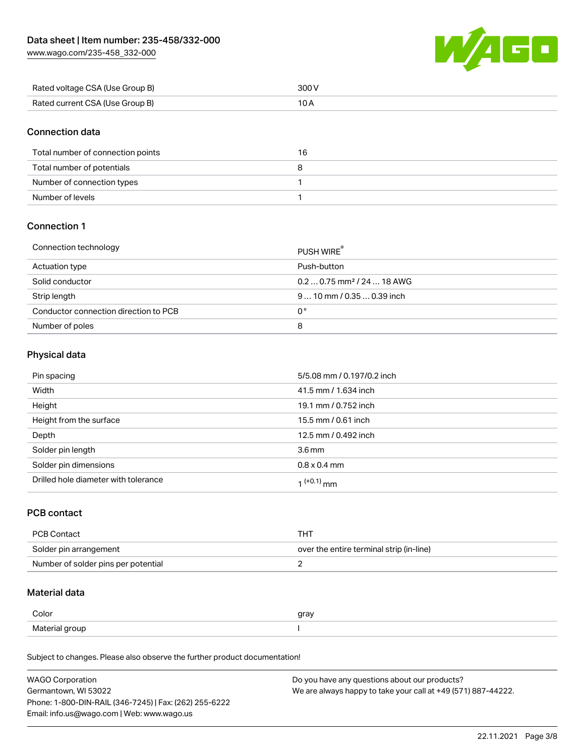| Rated voltage CSA (Use Group B) | 300 V |
| --- | --- |
| Rated current CSA (Use Group B) | 10 A |

## Connection data

| Total number of connection points | 16 |
| --- | --- |
| Total number of potentials | 8 |
| Number of connection types | 1 |
| Number of levels | 1 |

## Connection 1

| Connection technology | PUSH WIRE® |
| --- | --- |
| Actuation type | Push-button |
| Solid conductor | 0.2 … 0.75 mm² / 24 … 18 AWG |
| Strip length | 9 … 10 mm / 0.35 … 0.39 inch |
| Conductor connection direction to PCB | 0 ° |
| Number of poles | 8 |

## Physical data

| Pin spacing | 5/5.08 mm / 0.197/0.2 inch |
| --- | --- |
| Width | 41.5 mm / 1.634 inch |
| Height | 19.1 mm / 0.752 inch |
| Height from the surface | 15.5 mm / 0.61 inch |
| Depth | 12.5 mm / 0.492 inch |
| Solder pin length | 3.6 mm |
| Solder pin dimensions | 0.8 x 0.4 mm |
| Drilled hole diameter with tolerance | $1^{(+0.1)}$ mm |

## PCB contact

| PCB Contact | THT |
| --- | --- |
| Solder pin arrangement | over the entire terminal strip (in-line) |
| Number of solder pins per potential | 2 |

## Material data

| Color | gray |
| --- | --- |
| Material group | I |

Subject to changes. Please also observe the further product documentation!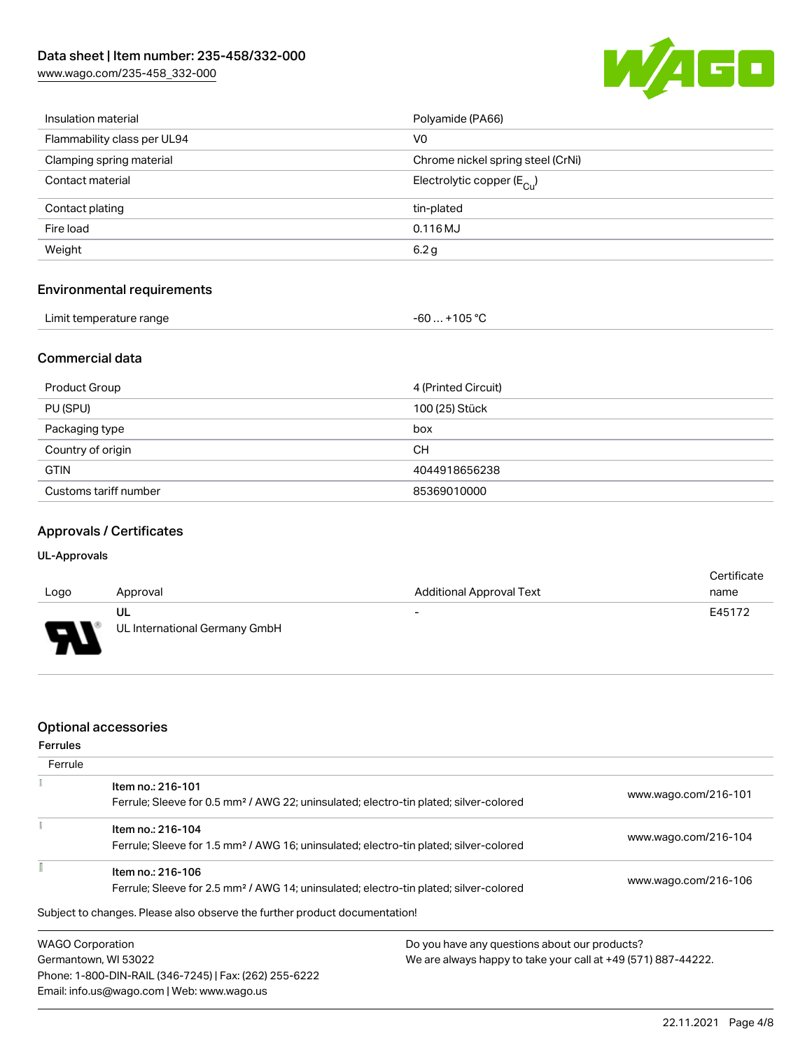| | |
|---|---|
| Insulation material | Polyamide (PA66) |
| Flammability class per UL94 | V0 |
| Clamping spring material | Chrome nickel spring steel (CrNi) |
| Contact material | Electrolytic copper ($E_{Cu}$) |
| Contact plating | tin-plated |
| Fire load | 0.116 MJ |
| Weight | 6.2 g |

## Environmental requirements

| | |
|---|---|
| Limit temperature range | -60 … +105 °C |

## Commercial data

| | |
|---|---|
| Product Group | 4 (Printed Circuit) |
| PU (SPU) | 100 (25) Stück |
| Packaging type | box |
| Country of origin | CH |
| GTIN | 4044918656238 |
| Customs tariff number | 85369010000 |

## Approvals / Certificates

### UL-Approvals

| Logo | Approval | Additional Approval Text | Certificate name |
|---|---|---|---|
| | UL<br>UL International Germany GmbH | - | E45172 |

## Optional accessories

### Ferrules

| Ferrule | | |
|---|---|---|
| | Item no.: 216-101<br>Ferrule; Sleeve for 0.5 mm² / AWG 22; uninsulated; electro-tin plated; silver-colored | www.wago.com/216-101 |
| | Item no.: 216-104<br>Ferrule; Sleeve for 1.5 mm² / AWG 16; uninsulated; electro-tin plated; silver-colored | www.wago.com/216-104 |
| | Item no.: 216-106<br>Ferrule; Sleeve for 2.5 mm² / AWG 14; uninsulated; electro-tin plated; silver-colored | www.wago.com/216-106 |

Subject to changes. Please also observe the further product documentation!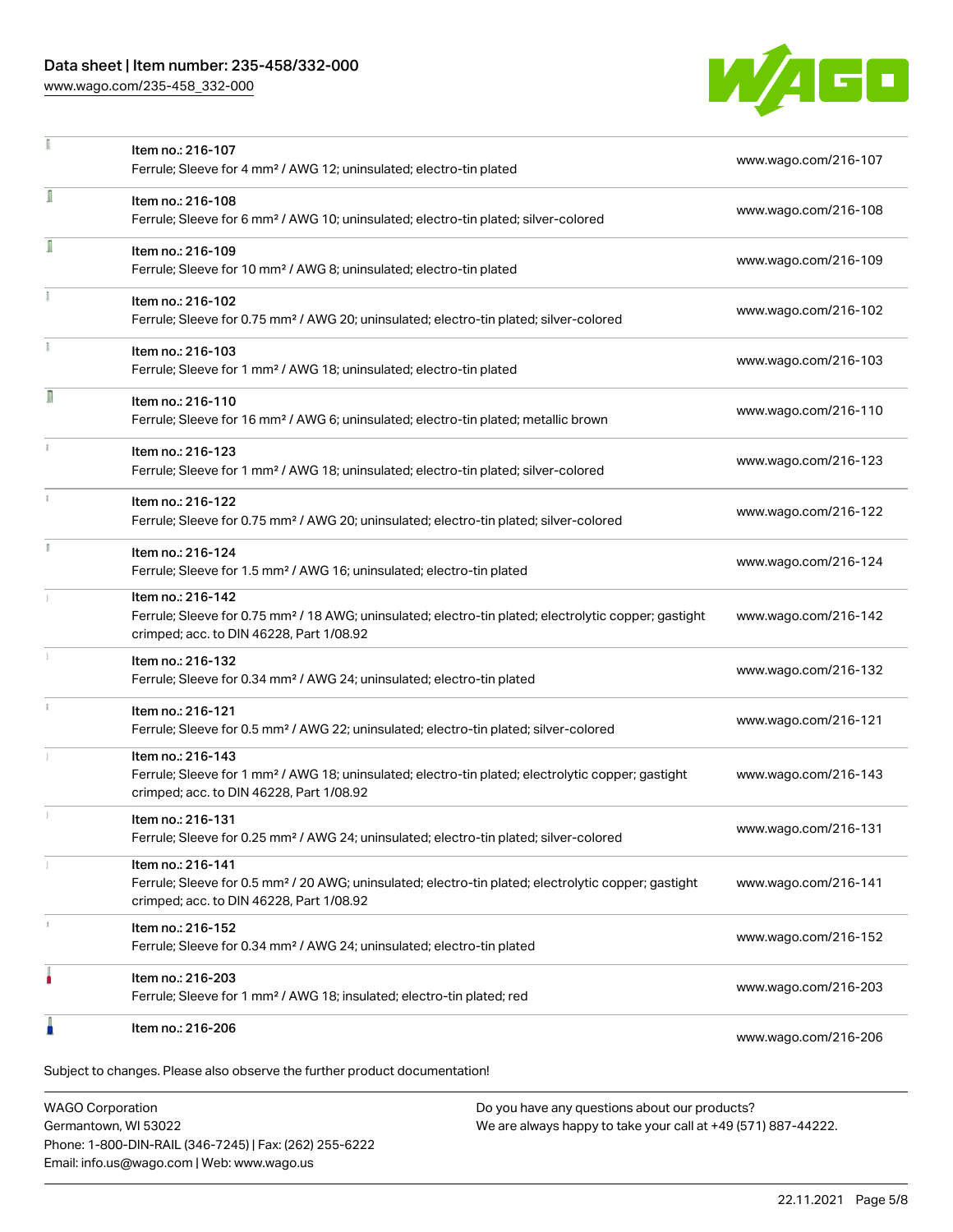| | | |
|---|---|---|
| | Item no.: 216-107<br>Ferrule; Sleeve for 4 mm² / AWG 12; uninsulated; electro-tin plated | www.wago.com/216-107 |
| | Item no.: 216-108<br>Ferrule; Sleeve for 6 mm² / AWG 10; uninsulated; electro-tin plated; silver-colored | www.wago.com/216-108 |
| | Item no.: 216-109<br>Ferrule; Sleeve for 10 mm² / AWG 8; uninsulated; electro-tin plated | www.wago.com/216-109 |
| | Item no.: 216-102<br>Ferrule; Sleeve for 0.75 mm² / AWG 20; uninsulated; electro-tin plated; silver-colored | www.wago.com/216-102 |
| | Item no.: 216-103<br>Ferrule; Sleeve for 1 mm² / AWG 18; uninsulated; electro-tin plated | www.wago.com/216-103 |
| | Item no.: 216-110<br>Ferrule; Sleeve for 16 mm² / AWG 6; uninsulated; electro-tin plated; metallic brown | www.wago.com/216-110 |
| | Item no.: 216-123<br>Ferrule; Sleeve for 1 mm² / AWG 18; uninsulated; electro-tin plated; silver-colored | www.wago.com/216-123 |
| | Item no.: 216-122<br>Ferrule; Sleeve for 0.75 mm² / AWG 20; uninsulated; electro-tin plated; silver-colored | www.wago.com/216-122 |
| | Item no.: 216-124<br>Ferrule; Sleeve for 1.5 mm² / AWG 16; uninsulated; electro-tin plated | www.wago.com/216-124 |
| | Item no.: 216-142<br>Ferrule; Sleeve for 0.75 mm² / 18 AWG; uninsulated; electro-tin plated; electrolytic copper; gastight crimped; acc. to DIN 46228, Part 1/08.92 | www.wago.com/216-142 |
| | Item no.: 216-132<br>Ferrule; Sleeve for 0.34 mm² / AWG 24; uninsulated; electro-tin plated | www.wago.com/216-132 |
| | Item no.: 216-121<br>Ferrule; Sleeve for 0.5 mm² / AWG 22; uninsulated; electro-tin plated; silver-colored | www.wago.com/216-121 |
| | Item no.: 216-143<br>Ferrule; Sleeve for 1 mm² / AWG 18; uninsulated; electro-tin plated; electrolytic copper; gastight crimped; acc. to DIN 46228, Part 1/08.92 | www.wago.com/216-143 |
| | Item no.: 216-131<br>Ferrule; Sleeve for 0.25 mm² / AWG 24; uninsulated; electro-tin plated; silver-colored | www.wago.com/216-131 |
| | Item no.: 216-141<br>Ferrule; Sleeve for 0.5 mm² / 20 AWG; uninsulated; electro-tin plated; electrolytic copper; gastight crimped; acc. to DIN 46228, Part 1/08.92 | www.wago.com/216-141 |
| | Item no.: 216-152<br>Ferrule; Sleeve for 0.34 mm² / AWG 24; uninsulated; electro-tin plated | www.wago.com/216-152 |
| | Item no.: 216-203<br>Ferrule; Sleeve for 1 mm² / AWG 18; insulated; electro-tin plated; red | www.wago.com/216-203 |
| | Item no.: 216-206 | www.wago.com/216-206 |

Subject to changes. Please also observe the further product documentation!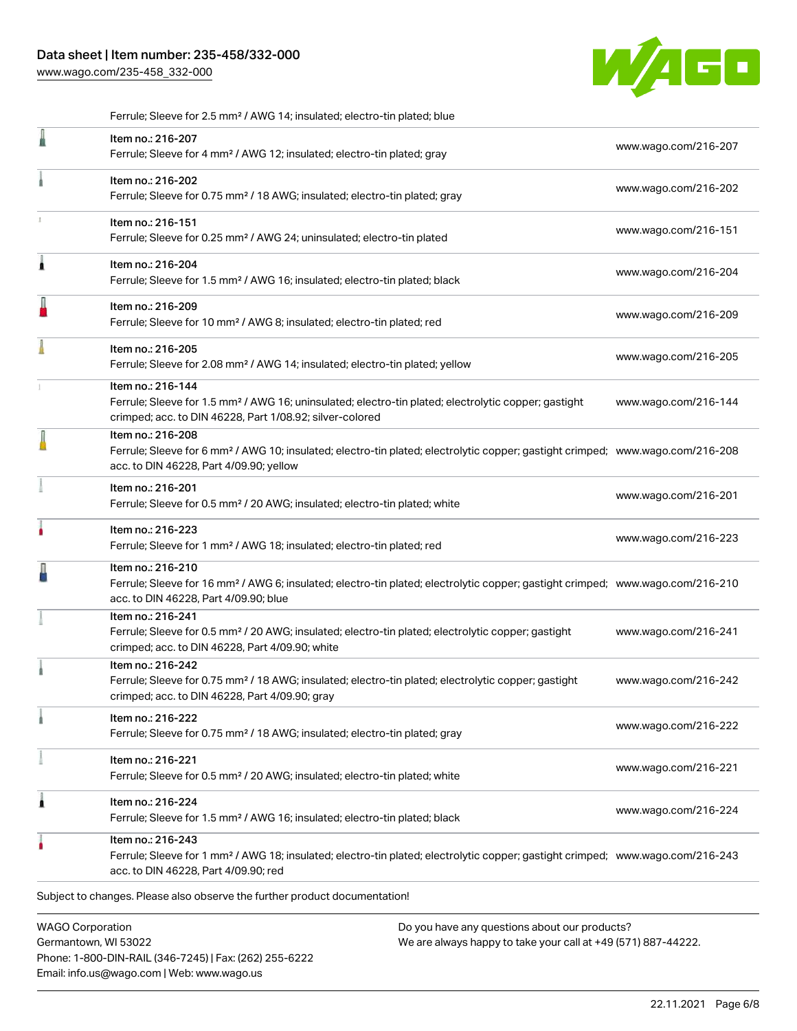Ferrule; Sleeve for 2.5 mm² / AWG 14; insulated; electro-tin plated; blue

| Item | Link |
| --- | --- |
| Item no.: 216-207<br>Ferrule; Sleeve for 4 mm² / AWG 12; insulated; electro-tin plated; gray | www.wago.com/216-207 |
| Item no.: 216-202<br>Ferrule; Sleeve for 0.75 mm² / 18 AWG; insulated; electro-tin plated; gray | www.wago.com/216-202 |
| Item no.: 216-151<br>Ferrule; Sleeve for 0.25 mm² / AWG 24; uninsulated; electro-tin plated | www.wago.com/216-151 |
| Item no.: 216-204<br>Ferrule; Sleeve for 1.5 mm² / AWG 16; insulated; electro-tin plated; black | www.wago.com/216-204 |
| Item no.: 216-209<br>Ferrule; Sleeve for 10 mm² / AWG 8; insulated; electro-tin plated; red | www.wago.com/216-209 |
| Item no.: 216-205<br>Ferrule; Sleeve for 2.08 mm² / AWG 14; insulated; electro-tin plated; yellow | www.wago.com/216-205 |
| Item no.: 216-144<br>Ferrule; Sleeve for 1.5 mm² / AWG 16; uninsulated; electro-tin plated; electrolytic copper; gastight crimped; acc. to DIN 46228, Part 1/08.92; silver-colored | www.wago.com/216-144 |
| Item no.: 216-208<br>Ferrule; Sleeve for 6 mm² / AWG 10; insulated; electro-tin plated; electrolytic copper; gastight crimped; acc. to DIN 46228, Part 4/09.90; yellow | www.wago.com/216-208 |
| Item no.: 216-201<br>Ferrule; Sleeve for 0.5 mm² / 20 AWG; insulated; electro-tin plated; white | www.wago.com/216-201 |
| Item no.: 216-223<br>Ferrule; Sleeve for 1 mm² / AWG 18; insulated; electro-tin plated; red | www.wago.com/216-223 |
| Item no.: 216-210<br>Ferrule; Sleeve for 16 mm² / AWG 6; insulated; electro-tin plated; electrolytic copper; gastight crimped; acc. to DIN 46228, Part 4/09.90; blue | www.wago.com/216-210 |
| Item no.: 216-241<br>Ferrule; Sleeve for 0.5 mm² / 20 AWG; insulated; electro-tin plated; electrolytic copper; gastight crimped; acc. to DIN 46228, Part 4/09.90; white | www.wago.com/216-241 |
| Item no.: 216-242<br>Ferrule; Sleeve for 0.75 mm² / 18 AWG; insulated; electro-tin plated; electrolytic copper; gastight crimped; acc. to DIN 46228, Part 4/09.90; gray | www.wago.com/216-242 |
| Item no.: 216-222<br>Ferrule; Sleeve for 0.75 mm² / 18 AWG; insulated; electro-tin plated; gray | www.wago.com/216-222 |
| Item no.: 216-221<br>Ferrule; Sleeve for 0.5 mm² / 20 AWG; insulated; electro-tin plated; white | www.wago.com/216-221 |
| Item no.: 216-224<br>Ferrule; Sleeve for 1.5 mm² / AWG 16; insulated; electro-tin plated; black | www.wago.com/216-224 |
| Item no.: 216-243<br>Ferrule; Sleeve for 1 mm² / AWG 18; insulated; electro-tin plated; electrolytic copper; gastight crimped; acc. to DIN 46228, Part 4/09.90; red | www.wago.com/216-243 |

Subject to changes. Please also observe the further product documentation!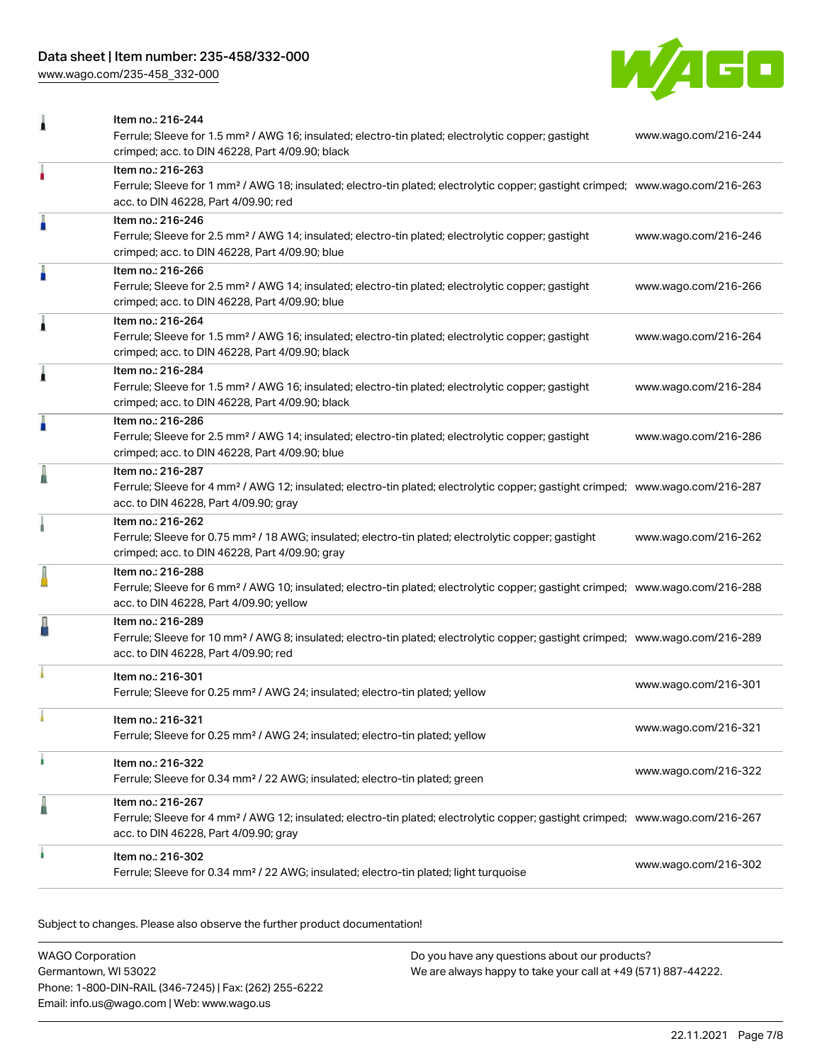| Item | Description | Link |
|---|---|---|
| Item no.: 216-244 | Ferrule; Sleeve for 1.5 mm² / AWG 16; insulated; electro-tin plated; electrolytic copper; gastight crimped; acc. to DIN 46228, Part 4/09.90; black | www.wago.com/216-244 |
| Item no.: 216-263 | Ferrule; Sleeve for 1 mm² / AWG 18; insulated; electro-tin plated; electrolytic copper; gastight crimped; acc. to DIN 46228, Part 4/09.90; red | www.wago.com/216-263 |
| Item no.: 216-246 | Ferrule; Sleeve for 2.5 mm² / AWG 14; insulated; electro-tin plated; electrolytic copper; gastight crimped; acc. to DIN 46228, Part 4/09.90; blue | www.wago.com/216-246 |
| Item no.: 216-266 | Ferrule; Sleeve for 2.5 mm² / AWG 14; insulated; electro-tin plated; electrolytic copper; gastight crimped; acc. to DIN 46228, Part 4/09.90; blue | www.wago.com/216-266 |
| Item no.: 216-264 | Ferrule; Sleeve for 1.5 mm² / AWG 16; insulated; electro-tin plated; electrolytic copper; gastight crimped; acc. to DIN 46228, Part 4/09.90; black | www.wago.com/216-264 |
| Item no.: 216-284 | Ferrule; Sleeve for 1.5 mm² / AWG 16; insulated; electro-tin plated; electrolytic copper; gastight crimped; acc. to DIN 46228, Part 4/09.90; black | www.wago.com/216-284 |
| Item no.: 216-286 | Ferrule; Sleeve for 2.5 mm² / AWG 14; insulated; electro-tin plated; electrolytic copper; gastight crimped; acc. to DIN 46228, Part 4/09.90; blue | www.wago.com/216-286 |
| Item no.: 216-287 | Ferrule; Sleeve for 4 mm² / AWG 12; insulated; electro-tin plated; electrolytic copper; gastight crimped; acc. to DIN 46228, Part 4/09.90; gray | www.wago.com/216-287 |
| Item no.: 216-262 | Ferrule; Sleeve for 0.75 mm² / 18 AWG; insulated; electro-tin plated; electrolytic copper; gastight crimped; acc. to DIN 46228, Part 4/09.90; gray | www.wago.com/216-262 |
| Item no.: 216-288 | Ferrule; Sleeve for 6 mm² / AWG 10; insulated; electro-tin plated; electrolytic copper; gastight crimped; acc. to DIN 46228, Part 4/09.90; yellow | www.wago.com/216-288 |
| Item no.: 216-289 | Ferrule; Sleeve for 10 mm² / AWG 8; insulated; electro-tin plated; electrolytic copper; gastight crimped; acc. to DIN 46228, Part 4/09.90; red | www.wago.com/216-289 |
| Item no.: 216-301 | Ferrule; Sleeve for 0.25 mm² / AWG 24; insulated; electro-tin plated; yellow | www.wago.com/216-301 |
| Item no.: 216-321 | Ferrule; Sleeve for 0.25 mm² / AWG 24; insulated; electro-tin plated; yellow | www.wago.com/216-321 |
| Item no.: 216-322 | Ferrule; Sleeve for 0.34 mm² / 22 AWG; insulated; electro-tin plated; green | www.wago.com/216-322 |
| Item no.: 216-267 | Ferrule; Sleeve for 4 mm² / AWG 12; insulated; electro-tin plated; electrolytic copper; gastight crimped; acc. to DIN 46228, Part 4/09.90; gray | www.wago.com/216-267 |
| Item no.: 216-302 | Ferrule; Sleeve for 0.34 mm² / 22 AWG; insulated; electro-tin plated; light turquoise | www.wago.com/216-302 |

Subject to changes. Please also observe the further product documentation!

WAGO Corporation
Germantown, WI 53022
Phone: 1-800-DIN-RAIL (346-7245) | Fax: (262) 255-6222
Email: info.us@wago.com | Web: www.wago.us

Do you have any questions about our products?
We are always happy to take your call at +49 (571) 887-44222.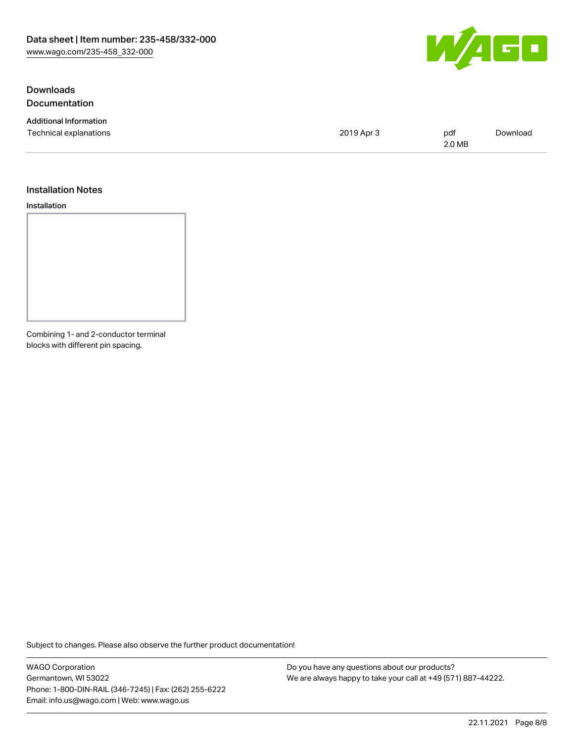## Downloads

### Documentation

**Additional Information**

| | | | |
|---|---|---|---|
| Technical explanations | 2019 Apr 3 | pdf<br>2.0 MB | Download |

## Installation Notes

**Installation**

Combining 1- and 2-conductor terminal blocks with different pin spacing.

Subject to changes. Please also observe the further product documentation!

WAGO Corporation
Germantown, WI 53022
Phone: 1-800-DIN-RAIL (346-7245) | Fax: (262) 255-6222
Email: info.us@wago.com | Web: www.wago.us

Do you have any questions about our products?
We are always happy to take your call at +49 (571) 887-44222.